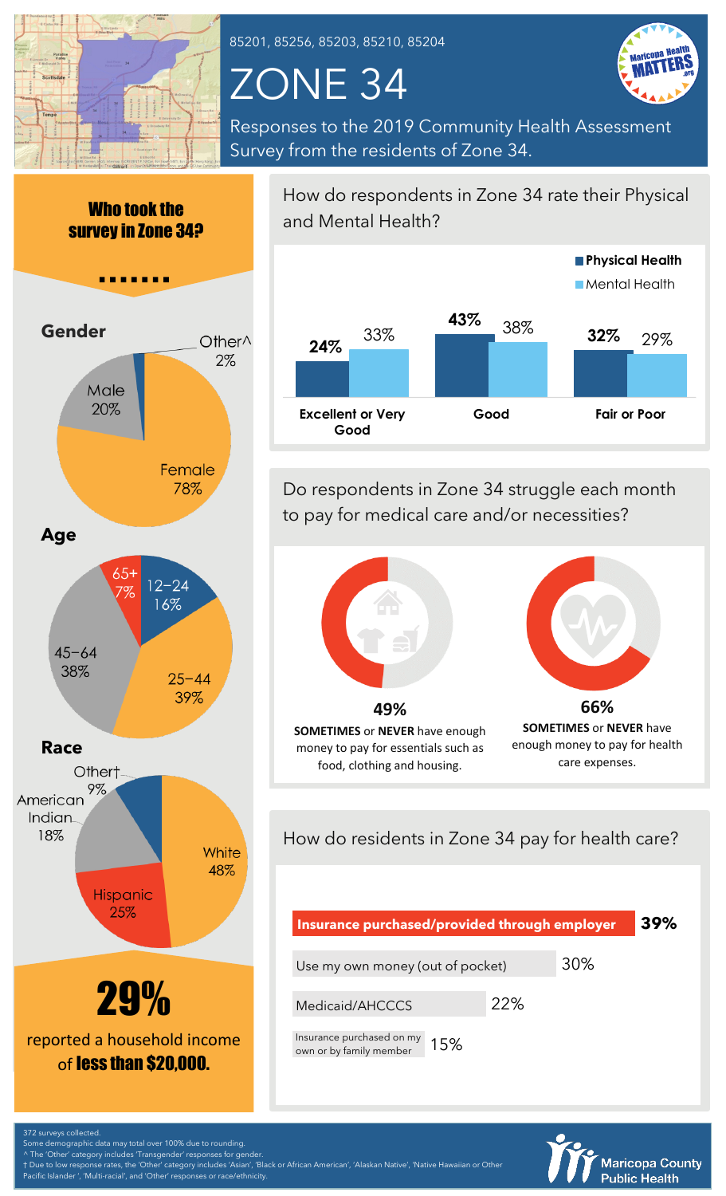85201, 85256, 85203, 85210, 85204

# ZONE 34

Responses to the 2019 Community Health Assessment Survey from the residents of Zone 34.

## Who took the survey in Zone 34?

### Gender

| Gender | Percent |
|---|---|
| Female | 78% |
| Male | 20% |
| Other^ | 2% |

### Age

| Age | Percent |
|---|---|
| 12–24 | 16% |
| 25–44 | 39% |
| 45–64 | 38% |
| 65+ | 7% |

### Race

| Race | Percent |
|---|---|
| White | 48% |
| Hispanic | 25% |
| American Indian | 18% |
| Other† | 9% |

**29%** reported a household income of **less than $20,000.**

## How do respondents in Zone 34 rate their Physical and Mental Health?

| | Physical Health | Mental Health |
|---|---|---|
| Excellent or Very Good | 24% | 33% |
| Good | 43% | 38% |
| Fair or Poor | 32% | 29% |

## Do respondents in Zone 34 struggle each month to pay for medical care and/or necessities?

**49%** **SOMETIMES** or **NEVER** have enough money to pay for essentials such as food, clothing and housing.

**66%** **SOMETIMES** or **NEVER** have enough money to pay for health care expenses.

## How do residents in Zone 34 pay for health care?

| Payment method | Percent |
|---|---|
| Insurance purchased/provided through employer | 39% |
| Use my own money (out of pocket) | 30% |
| Medicaid/AHCCCS | 22% |
| Insurance purchased on my own or by family member | 15% |

372 surveys collected.
Some demographic data may total over 100% due to rounding.
^ The 'Other' category includes 'Transgender' responses for gender.
† Due to low response rates, the 'Other' category includes 'Asian', 'Black or African American', 'Alaskan Native', 'Native Hawaiian or Other Pacific Islander ', 'Multi-racial', and 'Other' responses or race/ethnicity.

Maricopa County Public Health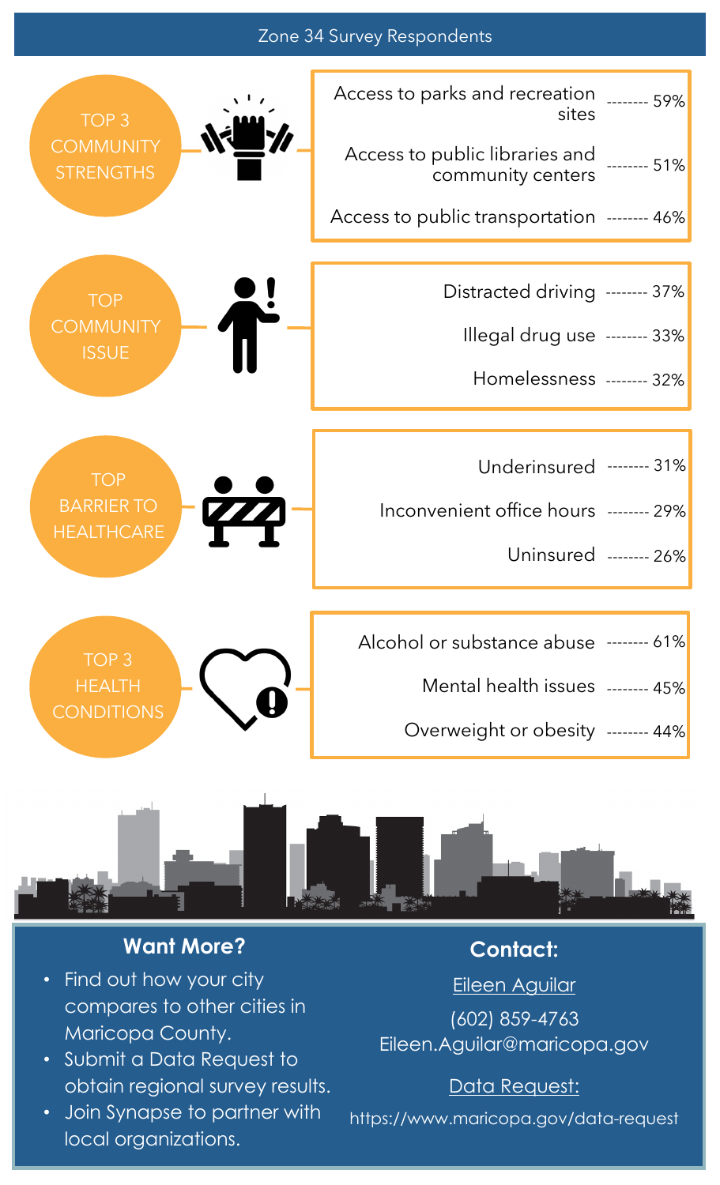## Zone 34 Survey Respondents

### TOP 3 COMMUNITY STRENGTHS

- Access to parks and recreation sites -------- 59%
- Access to public libraries and community centers -------- 51%
- Access to public transportation -------- 46%

### TOP COMMUNITY ISSUE

- Distracted driving -------- 37%
- Illegal drug use -------- 33%
- Homelessness -------- 32%

### TOP BARRIER TO HEALTHCARE

- Underinsured -------- 31%
- Inconvenient office hours -------- 29%
- Uninsured -------- 26%

### TOP 3 HEALTH CONDITIONS

- Alcohol or substance abuse -------- 61%
- Mental health issues -------- 45%
- Overweight or obesity -------- 44%

### Want More?

- Find out how your city compares to other cities in Maricopa County.
- Submit a Data Request to obtain regional survey results.
- Join Synapse to partner with local organizations.

### Contact:

Eileen Aguilar

(602) 859-4763

Eileen.Aguilar@maricopa.gov

Data Request:

https://www.maricopa.gov/data-request